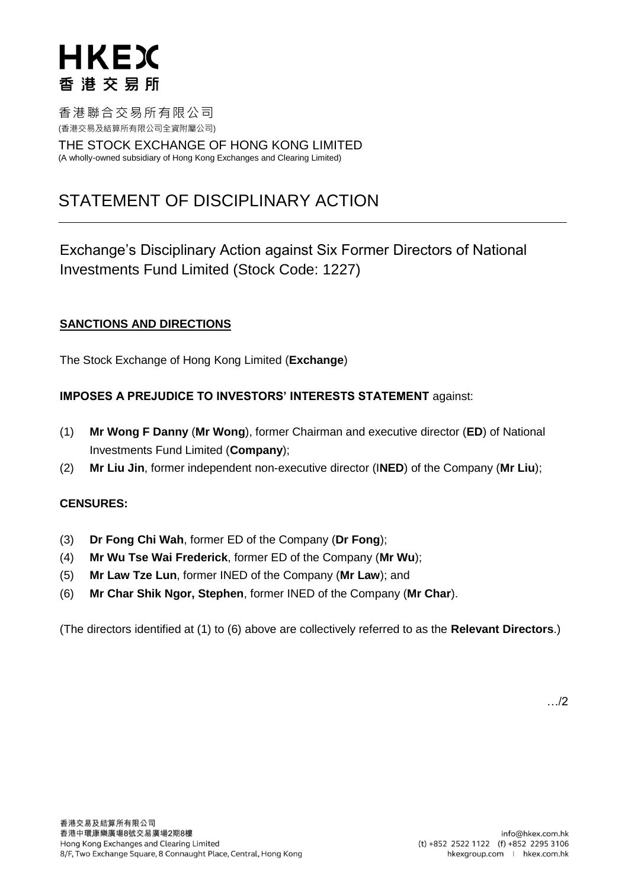# HKEX
# 香港交易所

香港聯合交易所有限公司
(香港交易及結算所有限公司全資附屬公司)

THE STOCK EXCHANGE OF HONG KONG LIMITED
(A wholly-owned subsidiary of Hong Kong Exchanges and Clearing Limited)

# STATEMENT OF DISCIPLINARY ACTION

## Exchange's Disciplinary Action against Six Former Directors of National Investments Fund Limited (Stock Code: 1227)

### SANCTIONS AND DIRECTIONS

The Stock Exchange of Hong Kong Limited (**Exchange**)

**IMPOSES A PREJUDICE TO INVESTORS' INTERESTS STATEMENT** against:

(1) **Mr Wong F Danny** (**Mr Wong**), former Chairman and executive director (**ED**) of National Investments Fund Limited (**Company**);

(2) **Mr Liu Jin**, former independent non-executive director (I**NED**) of the Company (**Mr Liu**);

**CENSURES:**

(3) **Dr Fong Chi Wah**, former ED of the Company (**Dr Fong**);

(4) **Mr Wu Tse Wai Frederick**, former ED of the Company (**Mr Wu**);

(5) **Mr Law Tze Lun**, former INED of the Company (**Mr Law**); and

(6) **Mr Char Shik Ngor, Stephen**, former INED of the Company (**Mr Char**).

(The directors identified at (1) to (6) above are collectively referred to as the **Relevant Directors**.)

…/2

香港交易及結算所有限公司
香港中環康樂廣場8號交易廣場2期8樓
Hong Kong Exchanges and Clearing Limited
8/F, Two Exchange Square, 8 Connaught Place, Central, Hong Kong

info@hkex.com.hk
(t) +852 2522 1122 (f) +852 2295 3106
hkexgroup.com | hkex.com.hk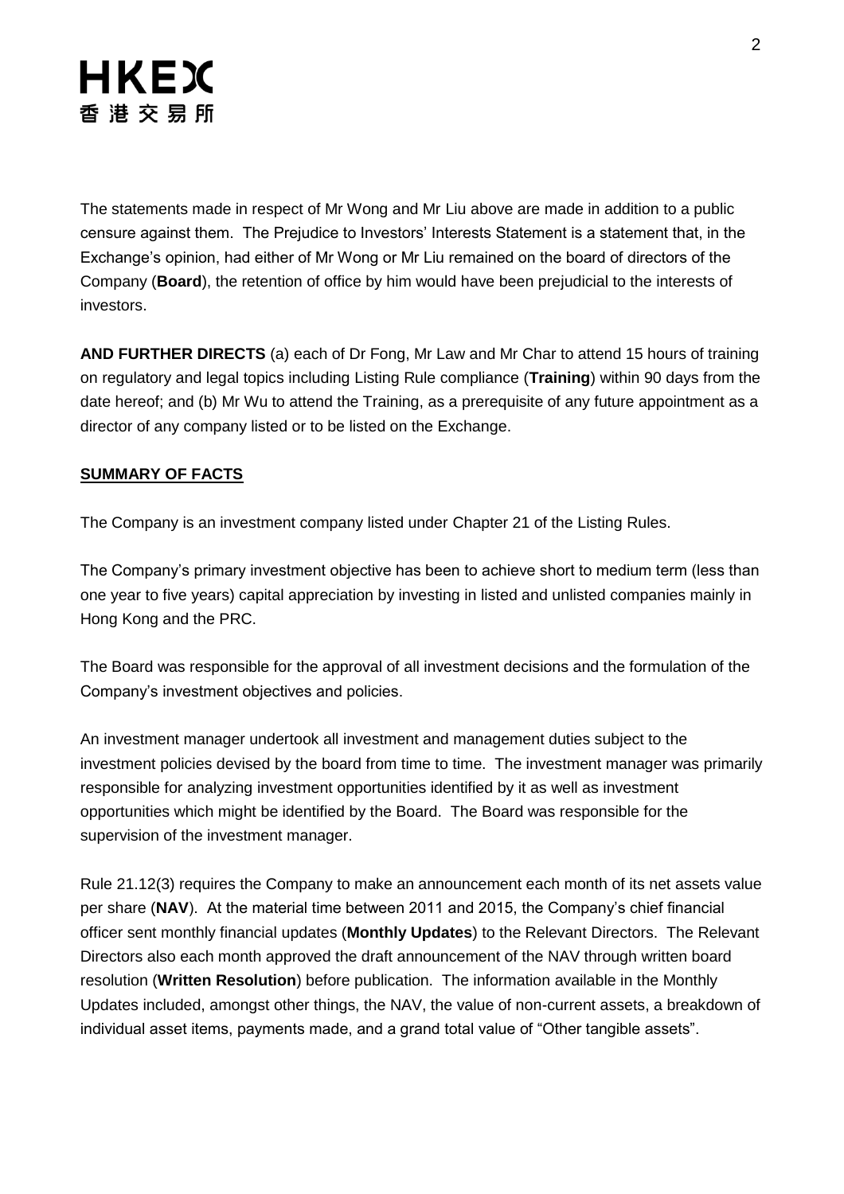The statements made in respect of Mr Wong and Mr Liu above are made in addition to a public censure against them. The Prejudice to Investors' Interests Statement is a statement that, in the Exchange's opinion, had either of Mr Wong or Mr Liu remained on the board of directors of the Company (**Board**), the retention of office by him would have been prejudicial to the interests of investors.

**AND FURTHER DIRECTS** (a) each of Dr Fong, Mr Law and Mr Char to attend 15 hours of training on regulatory and legal topics including Listing Rule compliance (**Training**) within 90 days from the date hereof; and (b) Mr Wu to attend the Training, as a prerequisite of any future appointment as a director of any company listed or to be listed on the Exchange.

**SUMMARY OF FACTS**

The Company is an investment company listed under Chapter 21 of the Listing Rules.

The Company's primary investment objective has been to achieve short to medium term (less than one year to five years) capital appreciation by investing in listed and unlisted companies mainly in Hong Kong and the PRC.

The Board was responsible for the approval of all investment decisions and the formulation of the Company's investment objectives and policies.

An investment manager undertook all investment and management duties subject to the investment policies devised by the board from time to time. The investment manager was primarily responsible for analyzing investment opportunities identified by it as well as investment opportunities which might be identified by the Board. The Board was responsible for the supervision of the investment manager.

Rule 21.12(3) requires the Company to make an announcement each month of its net assets value per share (**NAV**). At the material time between 2011 and 2015, the Company's chief financial officer sent monthly financial updates (**Monthly Updates**) to the Relevant Directors. The Relevant Directors also each month approved the draft announcement of the NAV through written board resolution (**Written Resolution**) before publication. The information available in the Monthly Updates included, amongst other things, the NAV, the value of non-current assets, a breakdown of individual asset items, payments made, and a grand total value of "Other tangible assets".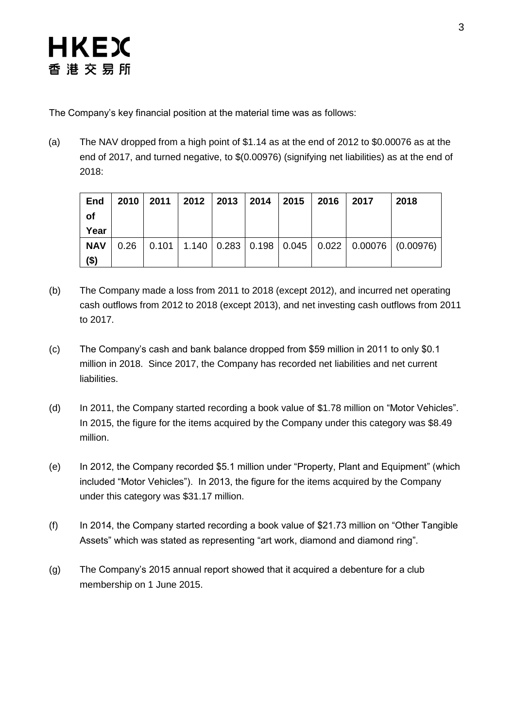The Company's key financial position at the material time was as follows:

(a) The NAV dropped from a high point of $1.14 as at the end of 2012 to $0.00076 as at the end of 2017, and turned negative, to $(0.00976) (signifying net liabilities) as at the end of 2018:

| End of Year | 2010 | 2011 | 2012 | 2013 | 2014 | 2015 | 2016 | 2017 | 2018 |
|---|---|---|---|---|---|---|---|---|---|
| NAV ($) | 0.26 | 0.101 | 1.140 | 0.283 | 0.198 | 0.045 | 0.022 | 0.00076 | (0.00976) |

(b) The Company made a loss from 2011 to 2018 (except 2012), and incurred net operating cash outflows from 2012 to 2018 (except 2013), and net investing cash outflows from 2011 to 2017.

(c) The Company's cash and bank balance dropped from $59 million in 2011 to only $0.1 million in 2018. Since 2017, the Company has recorded net liabilities and net current liabilities.

(d) In 2011, the Company started recording a book value of $1.78 million on "Motor Vehicles". In 2015, the figure for the items acquired by the Company under this category was $8.49 million.

(e) In 2012, the Company recorded $5.1 million under "Property, Plant and Equipment" (which included "Motor Vehicles"). In 2013, the figure for the items acquired by the Company under this category was $31.17 million.

(f) In 2014, the Company started recording a book value of $21.73 million on "Other Tangible Assets" which was stated as representing "art work, diamond and diamond ring".

(g) The Company's 2015 annual report showed that it acquired a debenture for a club membership on 1 June 2015.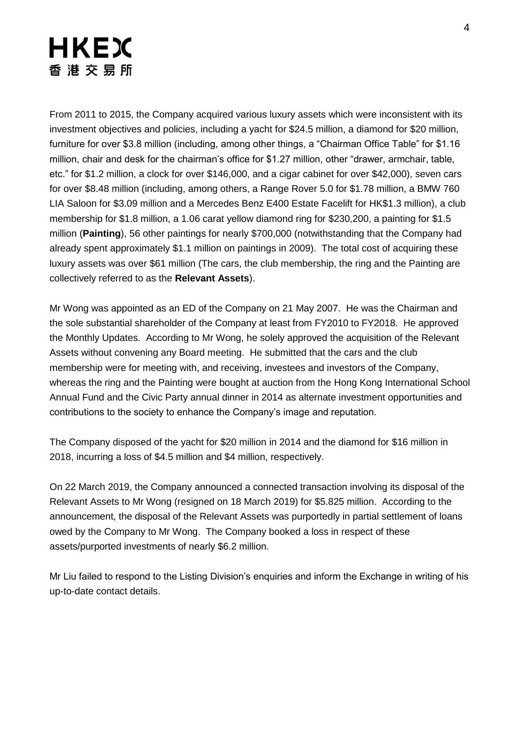From 2011 to 2015, the Company acquired various luxury assets which were inconsistent with its investment objectives and policies, including a yacht for $24.5 million, a diamond for $20 million, furniture for over $3.8 million (including, among other things, a "Chairman Office Table" for $1.16 million, chair and desk for the chairman's office for $1.27 million, other "drawer, armchair, table, etc." for $1.2 million, a clock for over $146,000, and a cigar cabinet for over $42,000), seven cars for over $8.48 million (including, among others, a Range Rover 5.0 for $1.78 million, a BMW 760 LIA Saloon for $3.09 million and a Mercedes Benz E400 Estate Facelift for HK$1.3 million), a club membership for $1.8 million, a 1.06 carat yellow diamond ring for $230,200, a painting for $1.5 million (**Painting**), 56 other paintings for nearly $700,000 (notwithstanding that the Company had already spent approximately $1.1 million on paintings in 2009). The total cost of acquiring these luxury assets was over $61 million (The cars, the club membership, the ring and the Painting are collectively referred to as the **Relevant Assets**).

Mr Wong was appointed as an ED of the Company on 21 May 2007. He was the Chairman and the sole substantial shareholder of the Company at least from FY2010 to FY2018. He approved the Monthly Updates. According to Mr Wong, he solely approved the acquisition of the Relevant Assets without convening any Board meeting. He submitted that the cars and the club membership were for meeting with, and receiving, investees and investors of the Company, whereas the ring and the Painting were bought at auction from the Hong Kong International School Annual Fund and the Civic Party annual dinner in 2014 as alternate investment opportunities and contributions to the society to enhance the Company's image and reputation.

The Company disposed of the yacht for $20 million in 2014 and the diamond for $16 million in 2018, incurring a loss of $4.5 million and $4 million, respectively.

On 22 March 2019, the Company announced a connected transaction involving its disposal of the Relevant Assets to Mr Wong (resigned on 18 March 2019) for $5.825 million. According to the announcement, the disposal of the Relevant Assets was purportedly in partial settlement of loans owed by the Company to Mr Wong. The Company booked a loss in respect of these assets/purported investments of nearly $6.2 million.

Mr Liu failed to respond to the Listing Division's enquiries and inform the Exchange in writing of his up-to-date contact details.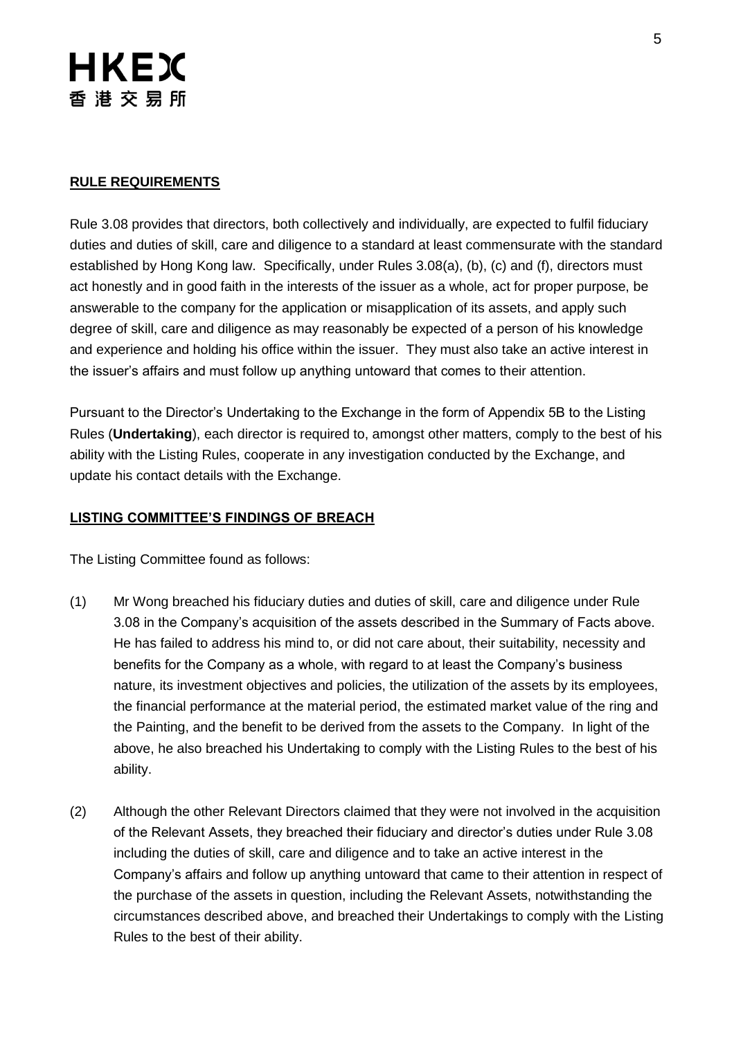**RULE REQUIREMENTS**

Rule 3.08 provides that directors, both collectively and individually, are expected to fulfil fiduciary duties and duties of skill, care and diligence to a standard at least commensurate with the standard established by Hong Kong law. Specifically, under Rules 3.08(a), (b), (c) and (f), directors must act honestly and in good faith in the interests of the issuer as a whole, act for proper purpose, be answerable to the company for the application or misapplication of its assets, and apply such degree of skill, care and diligence as may reasonably be expected of a person of his knowledge and experience and holding his office within the issuer. They must also take an active interest in the issuer's affairs and must follow up anything untoward that comes to their attention.

Pursuant to the Director's Undertaking to the Exchange in the form of Appendix 5B to the Listing Rules (**Undertaking**), each director is required to, amongst other matters, comply to the best of his ability with the Listing Rules, cooperate in any investigation conducted by the Exchange, and update his contact details with the Exchange.

**LISTING COMMITTEE'S FINDINGS OF BREACH**

The Listing Committee found as follows:

(1) Mr Wong breached his fiduciary duties and duties of skill, care and diligence under Rule 3.08 in the Company's acquisition of the assets described in the Summary of Facts above. He has failed to address his mind to, or did not care about, their suitability, necessity and benefits for the Company as a whole, with regard to at least the Company's business nature, its investment objectives and policies, the utilization of the assets by its employees, the financial performance at the material period, the estimated market value of the ring and the Painting, and the benefit to be derived from the assets to the Company. In light of the above, he also breached his Undertaking to comply with the Listing Rules to the best of his ability.

(2) Although the other Relevant Directors claimed that they were not involved in the acquisition of the Relevant Assets, they breached their fiduciary and director's duties under Rule 3.08 including the duties of skill, care and diligence and to take an active interest in the Company's affairs and follow up anything untoward that came to their attention in respect of the purchase of the assets in question, including the Relevant Assets, notwithstanding the circumstances described above, and breached their Undertakings to comply with the Listing Rules to the best of their ability.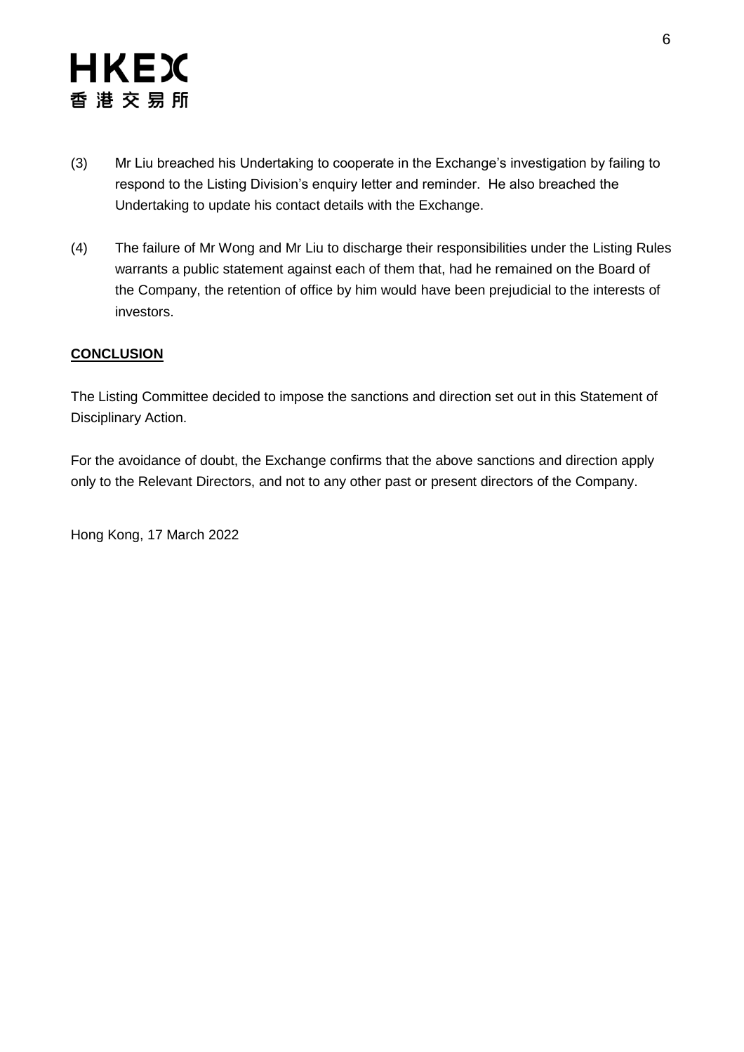(3) Mr Liu breached his Undertaking to cooperate in the Exchange's investigation by failing to respond to the Listing Division's enquiry letter and reminder. He also breached the Undertaking to update his contact details with the Exchange.

(4) The failure of Mr Wong and Mr Liu to discharge their responsibilities under the Listing Rules warrants a public statement against each of them that, had he remained on the Board of the Company, the retention of office by him would have been prejudicial to the interests of investors.

**CONCLUSION**

The Listing Committee decided to impose the sanctions and direction set out in this Statement of Disciplinary Action.

For the avoidance of doubt, the Exchange confirms that the above sanctions and direction apply only to the Relevant Directors, and not to any other past or present directors of the Company.

Hong Kong, 17 March 2022